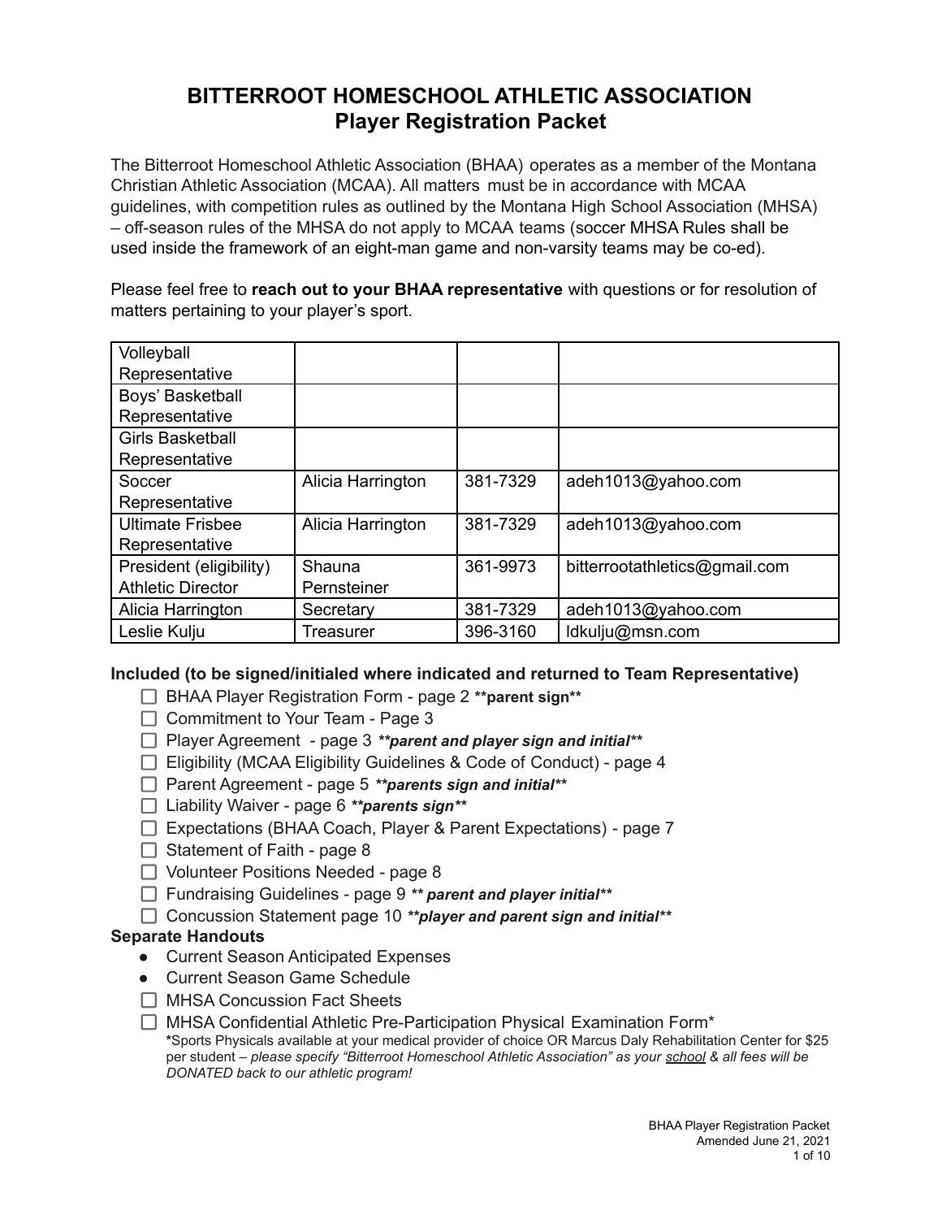# BITTERROOT HOMESCHOOL ATHLETIC ASSOCIATION
## Player Registration Packet

The Bitterroot Homeschool Athletic Association (BHAA) operates as a member of the Montana Christian Athletic Association (MCAA). All matters must be in accordance with MCAA guidelines, with competition rules as outlined by the Montana High School Association (MHSA) – off-season rules of the MHSA do not apply to MCAA teams (soccer MHSA Rules shall be used inside the framework of an eight-man game and non-varsity teams may be co-ed).

Please feel free to **reach out to your BHAA representative** with questions or for resolution of matters pertaining to your player's sport.

| | | | |
|---|---|---|---|
| Volleyball Representative | | | |
| Boys' Basketball Representative | | | |
| Girls Basketball Representative | | | |
| Soccer Representative | Alicia Harrington | 381-7329 | adeh1013@yahoo.com |
| Ultimate Frisbee Representative | Alicia Harrington | 381-7329 | adeh1013@yahoo.com |
| President (eligibility) Athletic Director | Shauna Pernsteiner | 361-9973 | bitterrootathletics@gmail.com |
| Alicia Harrington | Secretary | 381-7329 | adeh1013@yahoo.com |
| Leslie Kulju | Treasurer | 396-3160 | ldkulju@msn.com |

**Included (to be signed/initialed where indicated and returned to Team Representative)**

- ☐ BHAA Player Registration Form - page 2 ****parent sign****
- ☐ Commitment to Your Team - Page 3
- ☐ Player Agreement - page 3 ***\*\*parent and player sign and initial\*\****
- ☐ Eligibility (MCAA Eligibility Guidelines & Code of Conduct) - page 4
- ☐ Parent Agreement - page 5 ***\*\*parents sign and initial\*\****
- ☐ Liability Waiver - page 6 ***\*\*parents sign\*\****
- ☐ Expectations (BHAA Coach, Player & Parent Expectations) - page 7
- ☐ Statement of Faith - page 8
- ☐ Volunteer Positions Needed - page 8
- ☐ Fundraising Guidelines - page 9 ***\*\* parent and player initial\*\****
- ☐ Concussion Statement page 10 ***\*\*player and parent sign and initial\*\****

**Separate Handouts**

- Current Season Anticipated Expenses
- Current Season Game Schedule
- ☐ MHSA Concussion Fact Sheets
- ☐ MHSA Confidential Athletic Pre-Participation Physical Examination Form*
  *Sports Physicals available at your medical provider of choice OR Marcus Daly Rehabilitation Center for $25 per student – *please specify "Bitterroot Homeschool Athletic Association" as your <u>school</u> & all fees will be DONATED back to our athletic program!*

BHAA Player Registration Packet
Amended June 21, 2021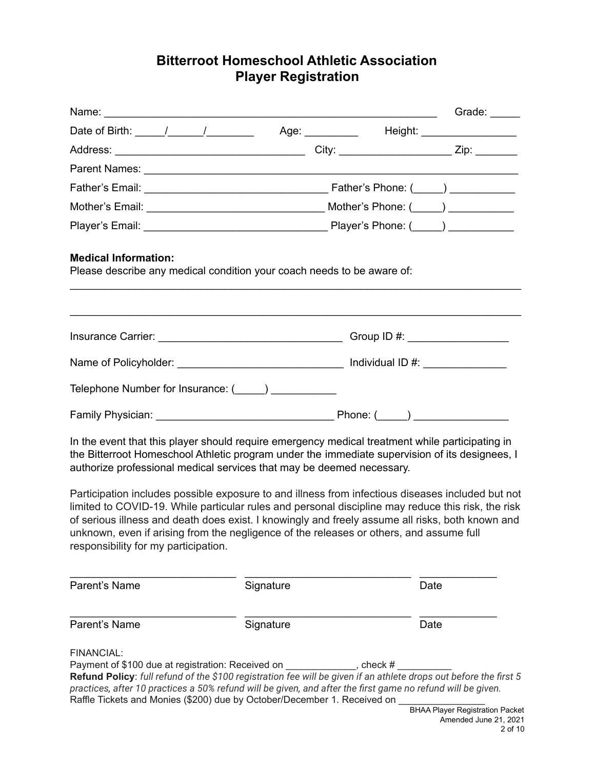# Bitterroot Homeschool Athletic Association
# Player Registration

Name: ___________________________________________________________ Grade: _____

Date of Birth: _____/______/________ Age: _________ Height: ________________

Address: _________________________________ City: ___________________ Zip: _______

Parent Names: ______________________________________________________________

Father's Email: ______________________________ Father's Phone: (_____) ___________

Mother's Email: ______________________________ Mother's Phone: (_____) ___________

Player's Email: ______________________________ Player's Phone: (_____) ___________

**Medical Information:**
Please describe any medical condition your coach needs to be aware of:

_______________________________________________________________________________

_______________________________________________________________________________

Insurance Carrier: _______________________________ Group ID #: ________________

Name of Policyholder: ____________________________ Individual ID #: _____________

Telephone Number for Insurance: (_____) ___________

Family Physician: ______________________________ Phone: (_____) _______________

In the event that this player should require emergency medical treatment while participating in the Bitterroot Homeschool Athletic program under the immediate supervision of its designees, I authorize professional medical services that may be deemed necessary.

Participation includes possible exposure to and illness from infectious diseases included but not limited to COVID-19. While particular rules and personal discipline may reduce this risk, the risk of serious illness and death does exist. I knowingly and freely assume all risks, both known and unknown, even if arising from the negligence of the releases or others, and assume full responsibility for my participation.

____________________________ ____________________________ ____________
Parent's Name Signature Date

____________________________ ____________________________ ____________
Parent's Name Signature Date

FINANCIAL:
Payment of $100 due at registration: Received on _____________, check # __________
**Refund Policy**: *full refund of the $100 registration fee will be given if an athlete drops out before the first 5 practices, after 10 practices a 50% refund will be given, and after the first game no refund will be given.*
Raffle Tickets and Monies ($200) due by October/December 1. Received on ________________

BHAA Player Registration Packet
Amended June 21, 2021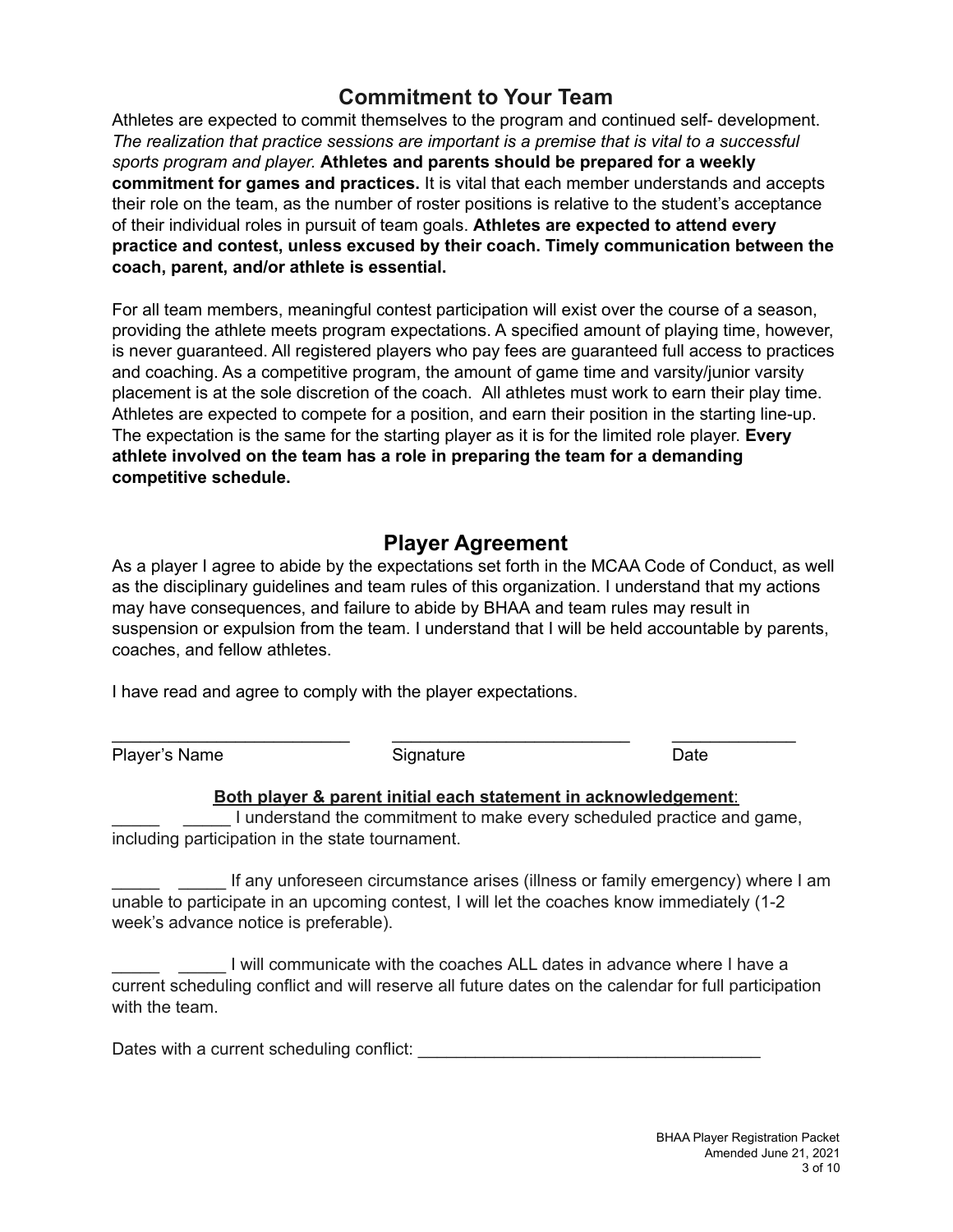## Commitment to Your Team

Athletes are expected to commit themselves to the program and continued self- development. *The realization that practice sessions are important is a premise that is vital to a successful sports program and player.* **Athletes and parents should be prepared for a weekly commitment for games and practices.** It is vital that each member understands and accepts their role on the team, as the number of roster positions is relative to the student's acceptance of their individual roles in pursuit of team goals. **Athletes are expected to attend every practice and contest, unless excused by their coach. Timely communication between the coach, parent, and/or athlete is essential.**

For all team members, meaningful contest participation will exist over the course of a season, providing the athlete meets program expectations. A specified amount of playing time, however, is never guaranteed. All registered players who pay fees are guaranteed full access to practices and coaching. As a competitive program, the amount of game time and varsity/junior varsity placement is at the sole discretion of the coach. All athletes must work to earn their play time. Athletes are expected to compete for a position, and earn their position in the starting line-up. The expectation is the same for the starting player as it is for the limited role player. **Every athlete involved on the team has a role in preparing the team for a demanding competitive schedule.**

## Player Agreement

As a player I agree to abide by the expectations set forth in the MCAA Code of Conduct, as well as the disciplinary guidelines and team rules of this organization. I understand that my actions may have consequences, and failure to abide by BHAA and team rules may result in suspension or expulsion from the team. I understand that I will be held accountable by parents, coaches, and fellow athletes.

I have read and agree to comply with the player expectations.

_________________________ _________________________ ____________
Player's Name Signature Date

**Both player & parent initial each statement in acknowledgement**:

_____ _____ I understand the commitment to make every scheduled practice and game, including participation in the state tournament.

_____ _____ If any unforeseen circumstance arises (illness or family emergency) where I am unable to participate in an upcoming contest, I will let the coaches know immediately (1-2 week's advance notice is preferable).

_____ _____ I will communicate with the coaches ALL dates in advance where I have a current scheduling conflict and will reserve all future dates on the calendar for full participation with the team.

Dates with a current scheduling conflict: ____________________________________

BHAA Player Registration Packet
Amended June 21, 2021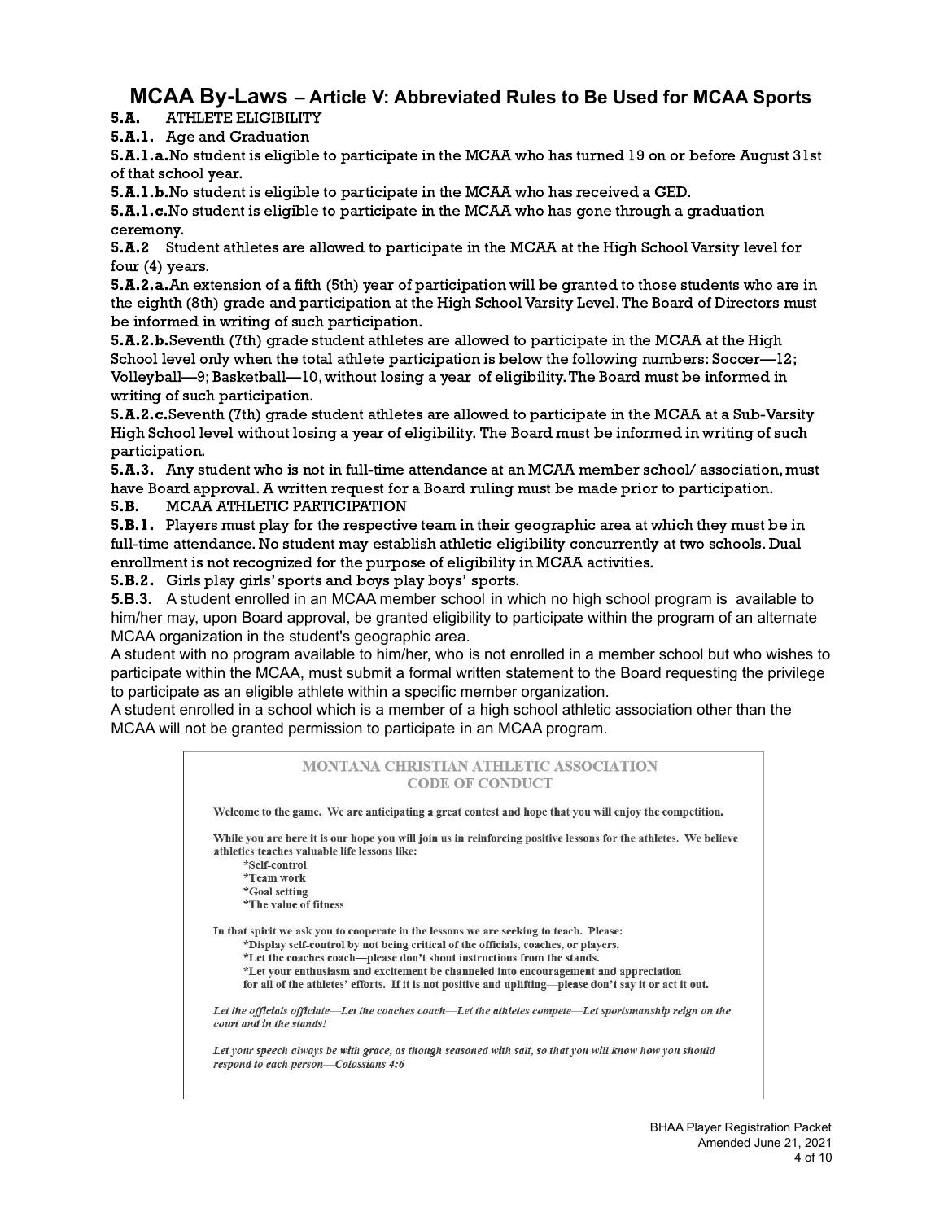# MCAA By-Laws – Article V: Abbreviated Rules to Be Used for MCAA Sports

**5.A.** ATHLETE ELIGIBILITY

**5.A.1.** Age and Graduation

**5.A.1.a.** No student is eligible to participate in the MCAA who has turned 19 on or before August 31st of that school year.

**5.A.1.b.** No student is eligible to participate in the MCAA who has received a GED.

**5.A.1.c.** No student is eligible to participate in the MCAA who has gone through a graduation ceremony.

**5.A.2** Student athletes are allowed to participate in the MCAA at the High School Varsity level for four (4) years.

**5.A.2.a.** An extension of a fifth (5th) year of participation will be granted to those students who are in the eighth (8th) grade and participation at the High School Varsity Level. The Board of Directors must be informed in writing of such participation.

**5.A.2.b.** Seventh (7th) grade student athletes are allowed to participate in the MCAA at the High School level only when the total athlete participation is below the following numbers: Soccer—12; Volleyball—9; Basketball—10, without losing a year of eligibility. The Board must be informed in writing of such participation.

**5.A.2.c.** Seventh (7th) grade student athletes are allowed to participate in the MCAA at a Sub-Varsity High School level without losing a year of eligibility. The Board must be informed in writing of such participation.

**5.A.3.** Any student who is not in full-time attendance at an MCAA member school/ association, must have Board approval. A written request for a Board ruling must be made prior to participation.

**5.B.** MCAA ATHLETIC PARTICIPATION

**5.B.1.** Players must play for the respective team in their geographic area at which they must be in full-time attendance. No student may establish athletic eligibility concurrently at two schools. Dual enrollment is not recognized for the purpose of eligibility in MCAA activities.

**5.B.2.** Girls play girls' sports and boys play boys' sports.

**5.B.3.** A student enrolled in an MCAA member school in which no high school program is available to him/her may, upon Board approval, be granted eligibility to participate within the program of an alternate MCAA organization in the student's geographic area.

A student with no program available to him/her, who is not enrolled in a member school but who wishes to participate within the MCAA, must submit a formal written statement to the Board requesting the privilege to participate as an eligible athlete within a specific member organization.

A student enrolled in a school which is a member of a high school athletic association other than the MCAA will not be granted permission to participate in an MCAA program.

## MONTANA CHRISTIAN ATHLETIC ASSOCIATION
## CODE OF CONDUCT

**Welcome to the game. We are anticipating a great contest and hope that you will enjoy the competition.**

**While you are here it is our hope you will join us in reinforcing positive lessons for the athletes. We believe athletics teaches valuable life lessons like:**

**\*Self-control**
**\*Team work**
**\*Goal setting**
**\*The value of fitness**

**In that spirit we ask you to cooperate in the lessons we are seeking to teach. Please:**

**\*Display self-control by not being critical of the officials, coaches, or players.**
**\*Let the coaches coach—please don't shout instructions from the stands.**
**\*Let your enthusiasm and excitement be channeled into encouragement and appreciation for all of the athletes' efforts. If it is not positive and uplifting—please don't say it or act it out.**

***Let the officials officiate—Let the coaches coach—Let the athletes compete—Let sportsmanship reign on the court and in the stands!***

***Let your speech always be with grace, as though seasoned with salt, so that you will know how you should respond to each person—Colossians 4:6***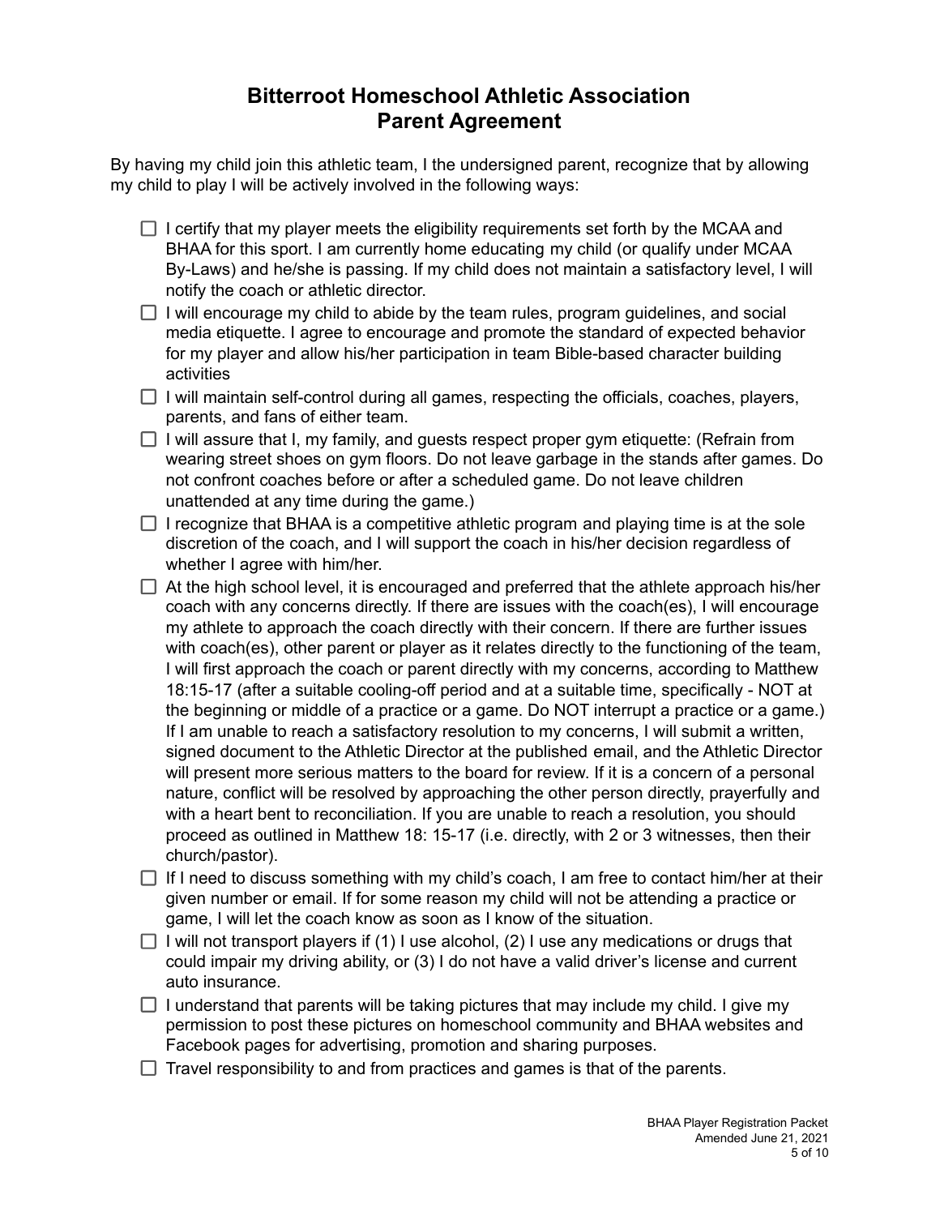# Bitterroot Homeschool Athletic Association
# Parent Agreement

By having my child join this athletic team, I the undersigned parent, recognize that by allowing my child to play I will be actively involved in the following ways:

- ☐ I certify that my player meets the eligibility requirements set forth by the MCAA and BHAA for this sport. I am currently home educating my child (or qualify under MCAA By-Laws) and he/she is passing. If my child does not maintain a satisfactory level, I will notify the coach or athletic director.
- ☐ I will encourage my child to abide by the team rules, program guidelines, and social media etiquette. I agree to encourage and promote the standard of expected behavior for my player and allow his/her participation in team Bible-based character building activities
- ☐ I will maintain self-control during all games, respecting the officials, coaches, players, parents, and fans of either team.
- ☐ I will assure that I, my family, and guests respect proper gym etiquette: (Refrain from wearing street shoes on gym floors. Do not leave garbage in the stands after games. Do not confront coaches before or after a scheduled game. Do not leave children unattended at any time during the game.)
- ☐ I recognize that BHAA is a competitive athletic program and playing time is at the sole discretion of the coach, and I will support the coach in his/her decision regardless of whether I agree with him/her.
- ☐ At the high school level, it is encouraged and preferred that the athlete approach his/her coach with any concerns directly. If there are issues with the coach(es), I will encourage my athlete to approach the coach directly with their concern. If there are further issues with coach(es), other parent or player as it relates directly to the functioning of the team, I will first approach the coach or parent directly with my concerns, according to Matthew 18:15-17 (after a suitable cooling-off period and at a suitable time, specifically - NOT at the beginning or middle of a practice or a game. Do NOT interrupt a practice or a game.) If I am unable to reach a satisfactory resolution to my concerns, I will submit a written, signed document to the Athletic Director at the published email, and the Athletic Director will present more serious matters to the board for review. If it is a concern of a personal nature, conflict will be resolved by approaching the other person directly, prayerfully and with a heart bent to reconciliation. If you are unable to reach a resolution, you should proceed as outlined in Matthew 18: 15-17 (i.e. directly, with 2 or 3 witnesses, then their church/pastor).
- ☐ If I need to discuss something with my child's coach, I am free to contact him/her at their given number or email. If for some reason my child will not be attending a practice or game, I will let the coach know as soon as I know of the situation.
- ☐ I will not transport players if (1) I use alcohol, (2) I use any medications or drugs that could impair my driving ability, or (3) I do not have a valid driver's license and current auto insurance.
- ☐ I understand that parents will be taking pictures that may include my child. I give my permission to post these pictures on homeschool community and BHAA websites and Facebook pages for advertising, promotion and sharing purposes.
- ☐ Travel responsibility to and from practices and games is that of the parents.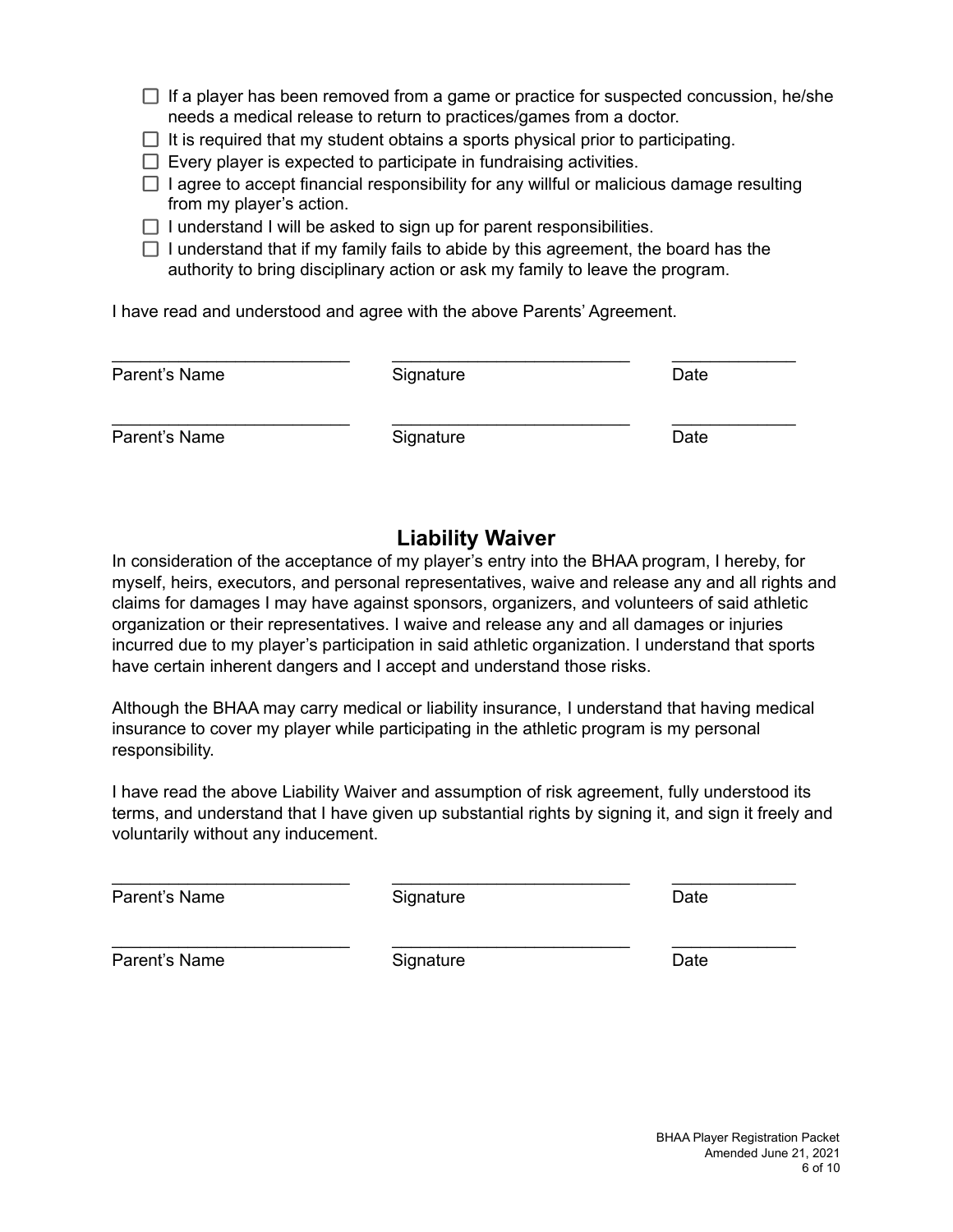- [ ] If a player has been removed from a game or practice for suspected concussion, he/she needs a medical release to return to practices/games from a doctor.
- [ ] It is required that my student obtains a sports physical prior to participating.
- [ ] Every player is expected to participate in fundraising activities.
- [ ] I agree to accept financial responsibility for any willful or malicious damage resulting from my player's action.
- [ ] I understand I will be asked to sign up for parent responsibilities.
- [ ] I understand that if my family fails to abide by this agreement, the board has the authority to bring disciplinary action or ask my family to leave the program.

I have read and understood and agree with the above Parents' Agreement.

| Parent's Name | Signature | Date |
|---|---|---|
| ________________________ | ________________________ | ____________ |
| Parent's Name | Signature | Date |
| ________________________ | ________________________ | ____________ |

## Liability Waiver

In consideration of the acceptance of my player's entry into the BHAA program, I hereby, for myself, heirs, executors, and personal representatives, waive and release any and all rights and claims for damages I may have against sponsors, organizers, and volunteers of said athletic organization or their representatives. I waive and release any and all damages or injuries incurred due to my player's participation in said athletic organization. I understand that sports have certain inherent dangers and I accept and understand those risks.

Although the BHAA may carry medical or liability insurance, I understand that having medical insurance to cover my player while participating in the athletic program is my personal responsibility.

I have read the above Liability Waiver and assumption of risk agreement, fully understood its terms, and understand that I have given up substantial rights by signing it, and sign it freely and voluntarily without any inducement.

| Parent's Name | Signature | Date |
|---|---|---|
| ________________________ | ________________________ | ____________ |
| Parent's Name | Signature | Date |
| ________________________ | ________________________ | ____________ |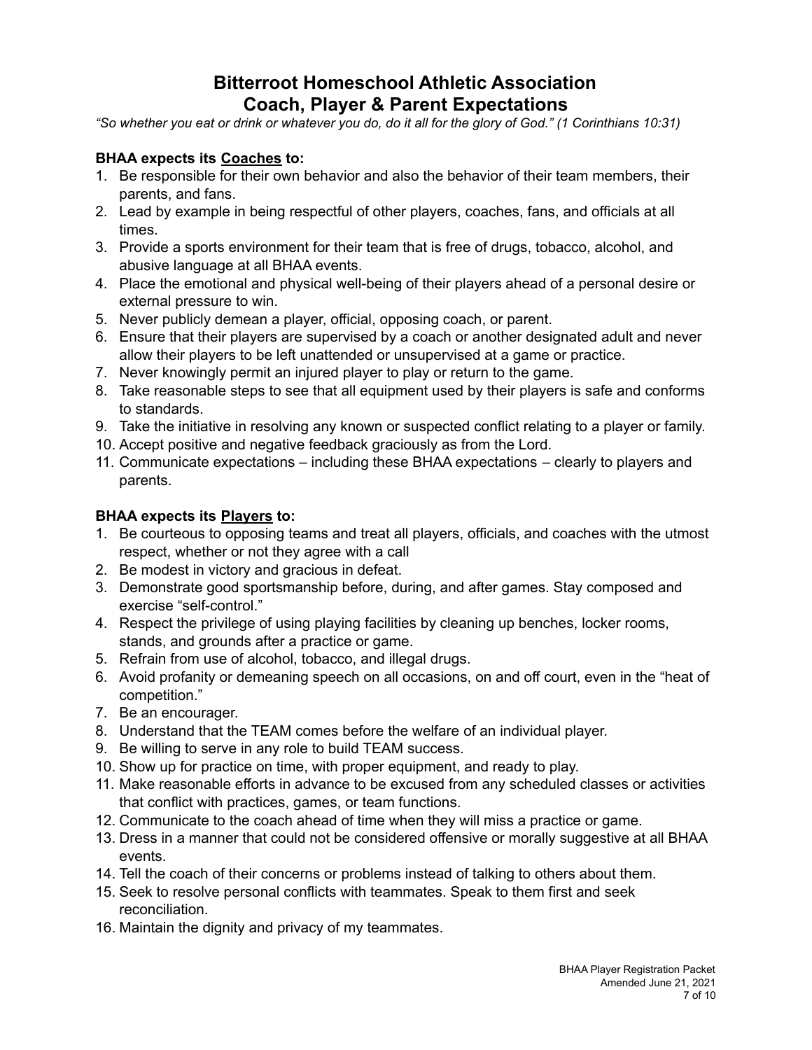# Bitterroot Homeschool Athletic Association
# Coach, Player & Parent Expectations

*"So whether you eat or drink or whatever you do, do it all for the glory of God." (1 Corinthians 10:31)*

**BHAA expects its Coaches to:**

1. Be responsible for their own behavior and also the behavior of their team members, their parents, and fans.
2. Lead by example in being respectful of other players, coaches, fans, and officials at all times.
3. Provide a sports environment for their team that is free of drugs, tobacco, alcohol, and abusive language at all BHAA events.
4. Place the emotional and physical well-being of their players ahead of a personal desire or external pressure to win.
5. Never publicly demean a player, official, opposing coach, or parent.
6. Ensure that their players are supervised by a coach or another designated adult and never allow their players to be left unattended or unsupervised at a game or practice.
7. Never knowingly permit an injured player to play or return to the game.
8. Take reasonable steps to see that all equipment used by their players is safe and conforms to standards.
9. Take the initiative in resolving any known or suspected conflict relating to a player or family.
10. Accept positive and negative feedback graciously as from the Lord.
11. Communicate expectations – including these BHAA expectations – clearly to players and parents.

**BHAA expects its Players to:**

1. Be courteous to opposing teams and treat all players, officials, and coaches with the utmost respect, whether or not they agree with a call
2. Be modest in victory and gracious in defeat.
3. Demonstrate good sportsmanship before, during, and after games. Stay composed and exercise "self-control."
4. Respect the privilege of using playing facilities by cleaning up benches, locker rooms, stands, and grounds after a practice or game.
5. Refrain from use of alcohol, tobacco, and illegal drugs.
6. Avoid profanity or demeaning speech on all occasions, on and off court, even in the "heat of competition."
7. Be an encourager.
8. Understand that the TEAM comes before the welfare of an individual player.
9. Be willing to serve in any role to build TEAM success.
10. Show up for practice on time, with proper equipment, and ready to play.
11. Make reasonable efforts in advance to be excused from any scheduled classes or activities that conflict with practices, games, or team functions.
12. Communicate to the coach ahead of time when they will miss a practice or game.
13. Dress in a manner that could not be considered offensive or morally suggestive at all BHAA events.
14. Tell the coach of their concerns or problems instead of talking to others about them.
15. Seek to resolve personal conflicts with teammates. Speak to them first and seek reconciliation.
16. Maintain the dignity and privacy of my teammates.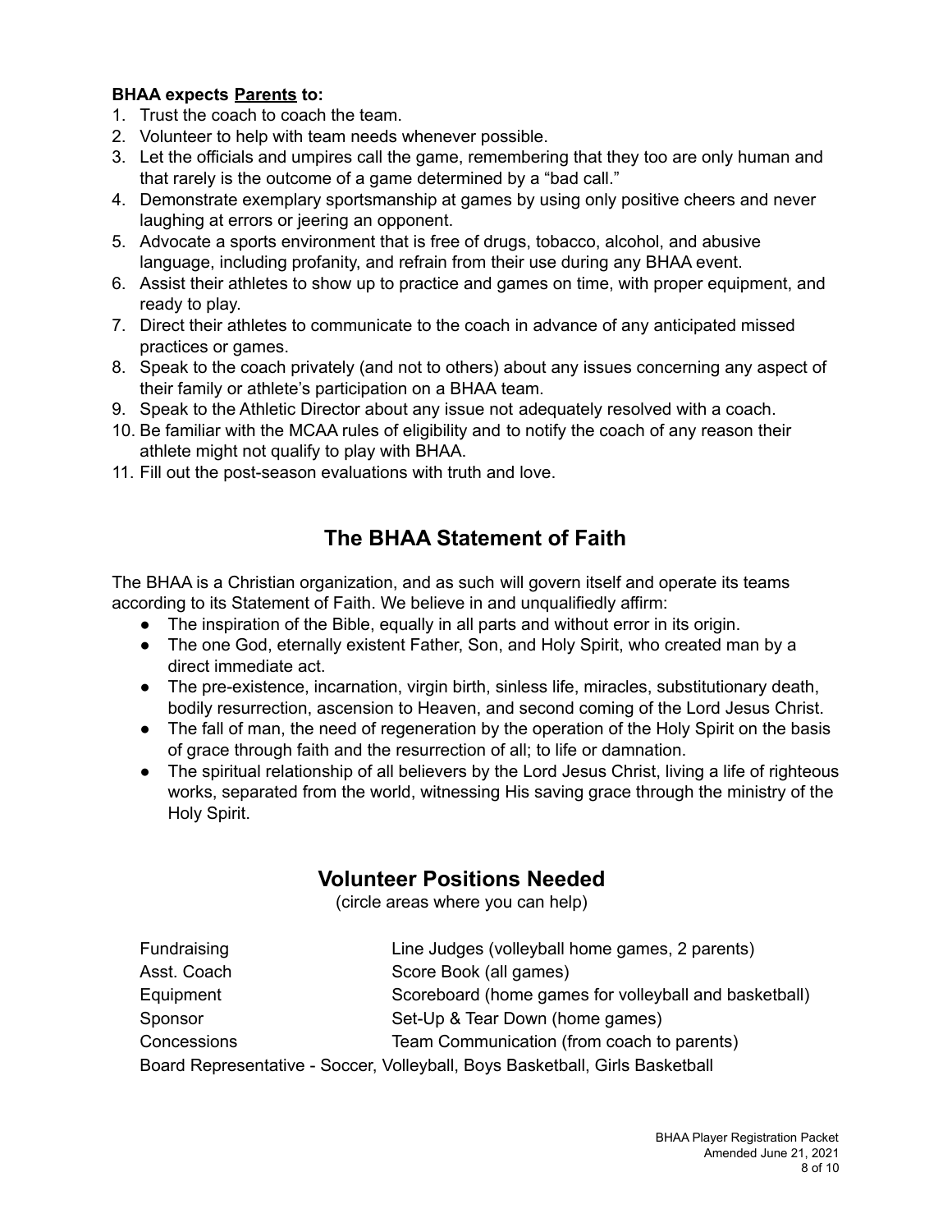**BHAA expects Parents to:**

1. Trust the coach to coach the team.
2. Volunteer to help with team needs whenever possible.
3. Let the officials and umpires call the game, remembering that they too are only human and that rarely is the outcome of a game determined by a "bad call."
4. Demonstrate exemplary sportsmanship at games by using only positive cheers and never laughing at errors or jeering an opponent.
5. Advocate a sports environment that is free of drugs, tobacco, alcohol, and abusive language, including profanity, and refrain from their use during any BHAA event.
6. Assist their athletes to show up to practice and games on time, with proper equipment, and ready to play.
7. Direct their athletes to communicate to the coach in advance of any anticipated missed practices or games.
8. Speak to the coach privately (and not to others) about any issues concerning any aspect of their family or athlete's participation on a BHAA team.
9. Speak to the Athletic Director about any issue not adequately resolved with a coach.
10. Be familiar with the MCAA rules of eligibility and to notify the coach of any reason their athlete might not qualify to play with BHAA.
11. Fill out the post-season evaluations with truth and love.

## The BHAA Statement of Faith

The BHAA is a Christian organization, and as such will govern itself and operate its teams according to its Statement of Faith. We believe in and unqualifiedly affirm:

- The inspiration of the Bible, equally in all parts and without error in its origin.
- The one God, eternally existent Father, Son, and Holy Spirit, who created man by a direct immediate act.
- The pre-existence, incarnation, virgin birth, sinless life, miracles, substitutionary death, bodily resurrection, ascension to Heaven, and second coming of the Lord Jesus Christ.
- The fall of man, the need of regeneration by the operation of the Holy Spirit on the basis of grace through faith and the resurrection of all; to life or damnation.
- The spiritual relationship of all believers by the Lord Jesus Christ, living a life of righteous works, separated from the world, witnessing His saving grace through the ministry of the Holy Spirit.

## Volunteer Positions Needed

(circle areas where you can help)

| | |
|---|---|
| Fundraising | Line Judges (volleyball home games, 2 parents) |
| Asst. Coach | Score Book (all games) |
| Equipment | Scoreboard (home games for volleyball and basketball) |
| Sponsor | Set-Up & Tear Down (home games) |
| Concessions | Team Communication (from coach to parents) |

Board Representative - Soccer, Volleyball, Boys Basketball, Girls Basketball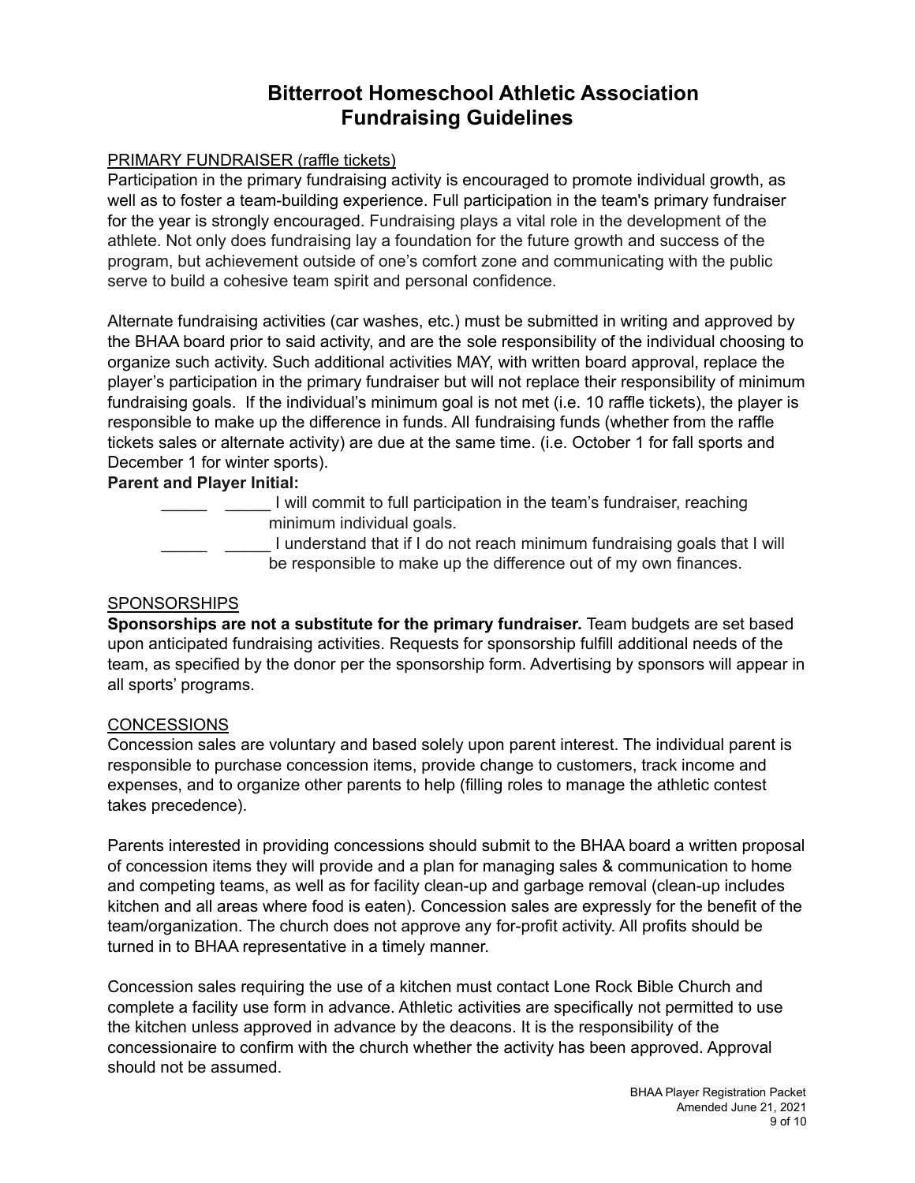# Bitterroot Homeschool Athletic Association
# Fundraising Guidelines

PRIMARY FUNDRAISER (raffle tickets)

Participation in the primary fundraising activity is encouraged to promote individual growth, as well as to foster a team-building experience. Full participation in the team's primary fundraiser for the year is strongly encouraged. Fundraising plays a vital role in the development of the athlete. Not only does fundraising lay a foundation for the future growth and success of the program, but achievement outside of one's comfort zone and communicating with the public serve to build a cohesive team spirit and personal confidence.

Alternate fundraising activities (car washes, etc.) must be submitted in writing and approved by the BHAA board prior to said activity, and are the sole responsibility of the individual choosing to organize such activity. Such additional activities MAY, with written board approval, replace the player's participation in the primary fundraiser but will not replace their responsibility of minimum fundraising goals. If the individual's minimum goal is not met (i.e. 10 raffle tickets), the player is responsible to make up the difference in funds. All fundraising funds (whether from the raffle tickets sales or alternate activity) are due at the same time. (i.e. October 1 for fall sports and December 1 for winter sports).

**Parent and Player Initial:**

_____ _____ I will commit to full participation in the team's fundraiser, reaching minimum individual goals.

_____ _____ I understand that if I do not reach minimum fundraising goals that I will be responsible to make up the difference out of my own finances.

SPONSORSHIPS

**Sponsorships are not a substitute for the primary fundraiser.** Team budgets are set based upon anticipated fundraising activities. Requests for sponsorship fulfill additional needs of the team, as specified by the donor per the sponsorship form. Advertising by sponsors will appear in all sports' programs.

CONCESSIONS

Concession sales are voluntary and based solely upon parent interest. The individual parent is responsible to purchase concession items, provide change to customers, track income and expenses, and to organize other parents to help (filling roles to manage the athletic contest takes precedence).

Parents interested in providing concessions should submit to the BHAA board a written proposal of concession items they will provide and a plan for managing sales & communication to home and competing teams, as well as for facility clean-up and garbage removal (clean-up includes kitchen and all areas where food is eaten). Concession sales are expressly for the benefit of the team/organization. The church does not approve any for-profit activity. All profits should be turned in to BHAA representative in a timely manner.

Concession sales requiring the use of a kitchen must contact Lone Rock Bible Church and complete a facility use form in advance. Athletic activities are specifically not permitted to use the kitchen unless approved in advance by the deacons. It is the responsibility of the concessionaire to confirm with the church whether the activity has been approved. Approval should not be assumed.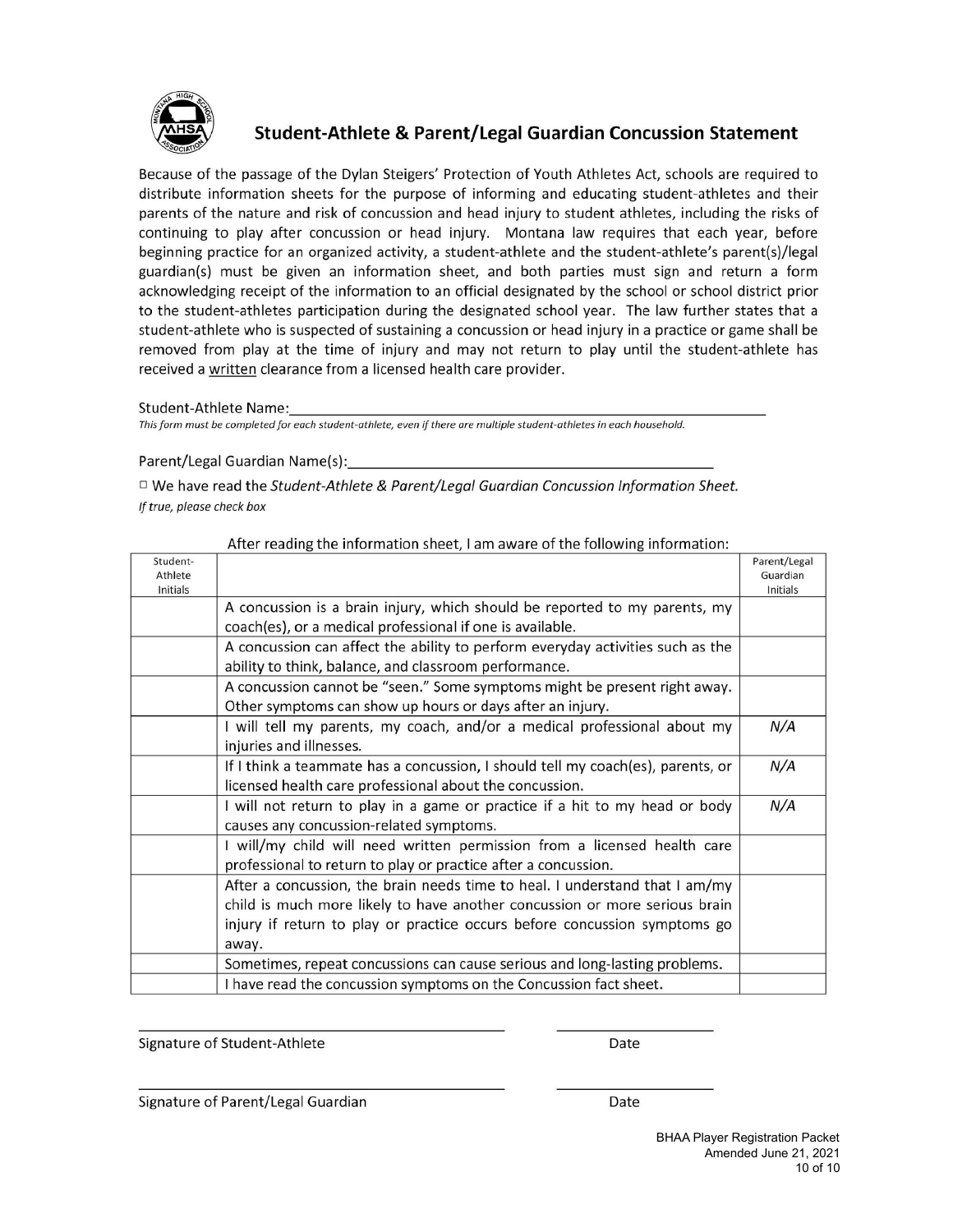## Student-Athlete & Parent/Legal Guardian Concussion Statement

Because of the passage of the Dylan Steigers' Protection of Youth Athletes Act, schools are required to distribute information sheets for the purpose of informing and educating student-athletes and their parents of the nature and risk of concussion and head injury to student athletes, including the risks of continuing to play after concussion or head injury. Montana law requires that each year, before beginning practice for an organized activity, a student-athlete and the student-athlete's parent(s)/legal guardian(s) must be given an information sheet, and both parties must sign and return a form acknowledging receipt of the information to an official designated by the school or school district prior to the student-athletes participation during the designated school year. The law further states that a student-athlete who is suspected of sustaining a concussion or head injury in a practice or game shall be removed from play at the time of injury and may not return to play until the student-athlete has received a written clearance from a licensed health care provider.

Student-Athlete Name:_______________________________________________

*This form must be completed for each student-athlete, even if there are multiple student-athletes in each household.*

Parent/Legal Guardian Name(s):_______________________________________

☐ We have read the *Student-Athlete & Parent/Legal Guardian Concussion Information Sheet.*
*If true, please check box*

After reading the information sheet, I am aware of the following information:

| Student-Athlete Initials | | Parent/Legal Guardian Initials |
|---|---|---|
| | A concussion is a brain injury, which should be reported to my parents, my coach(es), or a medical professional if one is available. | |
| | A concussion can affect the ability to perform everyday activities such as the ability to think, balance, and classroom performance. | |
| | A concussion cannot be "seen." Some symptoms might be present right away. Other symptoms can show up hours or days after an injury. | |
| | I will tell my parents, my coach, and/or a medical professional about my injuries and illnesses. | *N/A* |
| | If I think a teammate has a concussion, I should tell my coach(es), parents, or licensed health care professional about the concussion. | *N/A* |
| | I will not return to play in a game or practice if a hit to my head or body causes any concussion-related symptoms. | *N/A* |
| | I will/my child will need written permission from a licensed health care professional to return to play or practice after a concussion. | |
| | After a concussion, the brain needs time to heal. I understand that I am/my child is much more likely to have another concussion or more serious brain injury if return to play or practice occurs before concussion symptoms go away. | |
| | Sometimes, repeat concussions can cause serious and long-lasting problems. | |
| | I have read the concussion symptoms on the Concussion fact sheet. | |

_______________________________________ ____________________

Signature of Student-Athlete Date

_______________________________________ ____________________

Signature of Parent/Legal Guardian Date

BHAA Player Registration Packet
Amended June 21, 2021